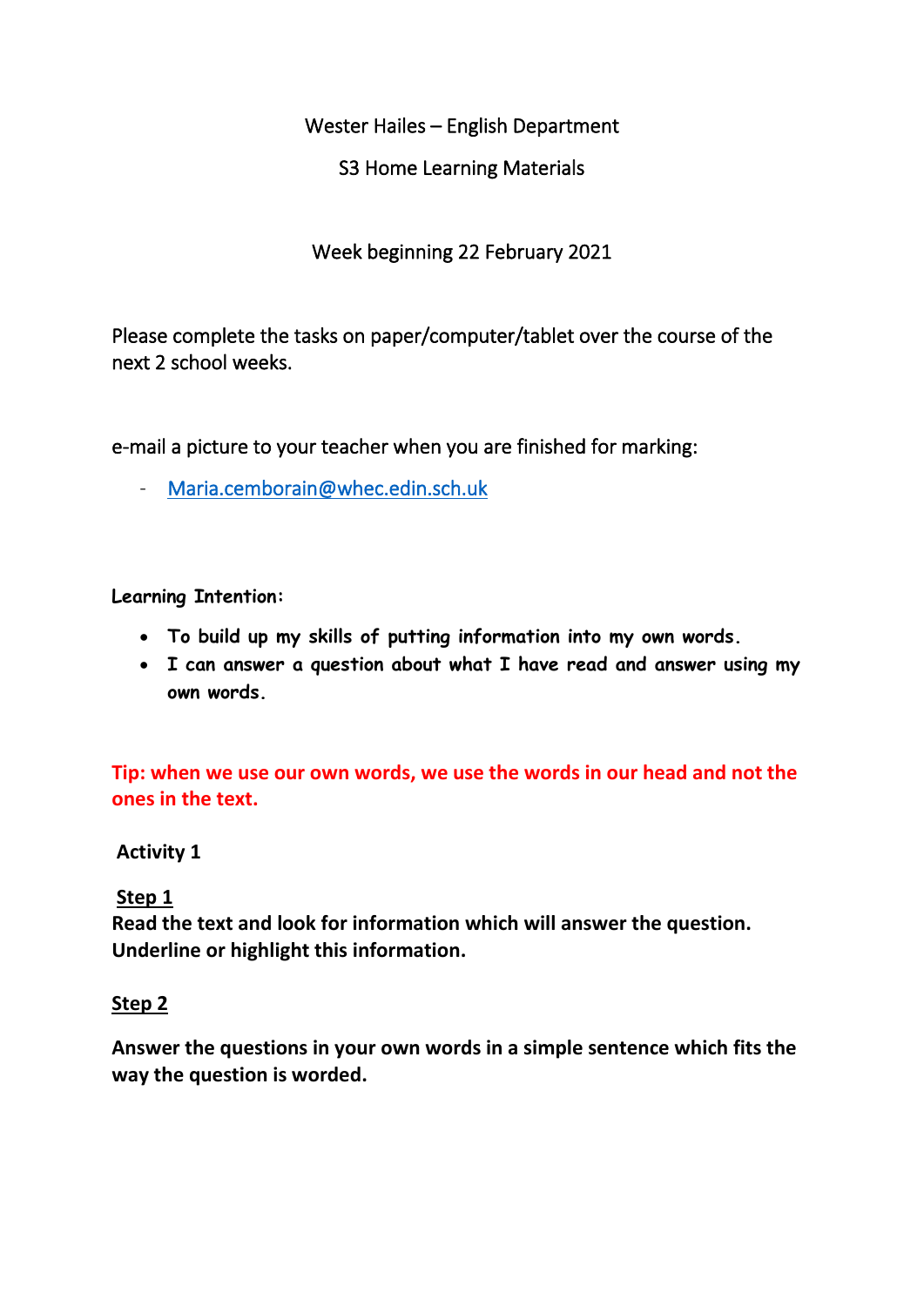Wester Hailes – English Department

S3 Home Learning Materials

Week beginning 22 February 2021

Please complete the tasks on paper/computer/tablet over the course of the next 2 school weeks.

e-mail a picture to your teacher when you are finished for marking:

- Maria.cemborain@whec.edin.sch.uk

**Learning Intention:**

- **To build up my skills of putting information into my own words.**
- **I can answer a question about what I have read and answer using my own words.**

**Tip: when we use our own words, we use the words in our head and not the ones in the text.**

**Activity 1**

**Step 1**

**Read the text and look for information which will answer the question. Underline or highlight this information.**

**Step 2**

**Answer the questions in your own words in a simple sentence which fits the way the question is worded.**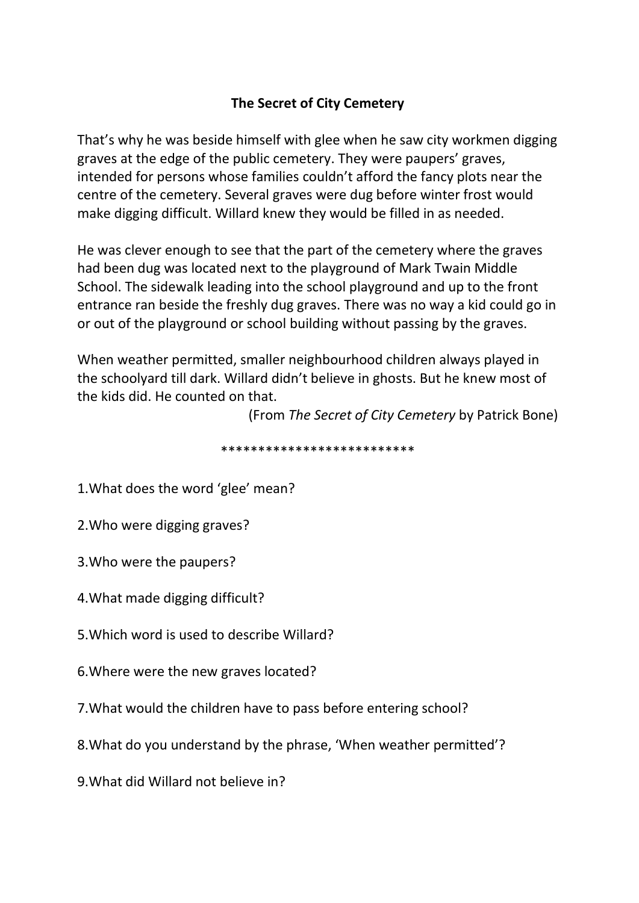# The Secret of City Cemetery

That's why he was beside himself with glee when he saw city workmen digging graves at the edge of the public cemetery. They were paupers' graves, intended for persons whose families couldn't afford the fancy plots near the centre of the cemetery. Several graves were dug before winter frost would make digging difficult. Willard knew they would be filled in as needed.

He was clever enough to see that the part of the cemetery where the graves had been dug was located next to the playground of Mark Twain Middle School. The sidewalk leading into the school playground and up to the front entrance ran beside the freshly dug graves. There was no way a kid could go in or out of the playground or school building without passing by the graves.

When weather permitted, smaller neighbourhood children always played in the schoolyard till dark. Willard didn't believe in ghosts. But he knew most of the kids did. He counted on that.

(From *The Secret of City Cemetery* by Patrick Bone)

**************************

1.What does the word 'glee' mean?

2.Who were digging graves?

3.Who were the paupers?

4.What made digging difficult?

5.Which word is used to describe Willard?

6.Where were the new graves located?

7.What would the children have to pass before entering school?

8.What do you understand by the phrase, 'When weather permitted'?

9.What did Willard not believe in?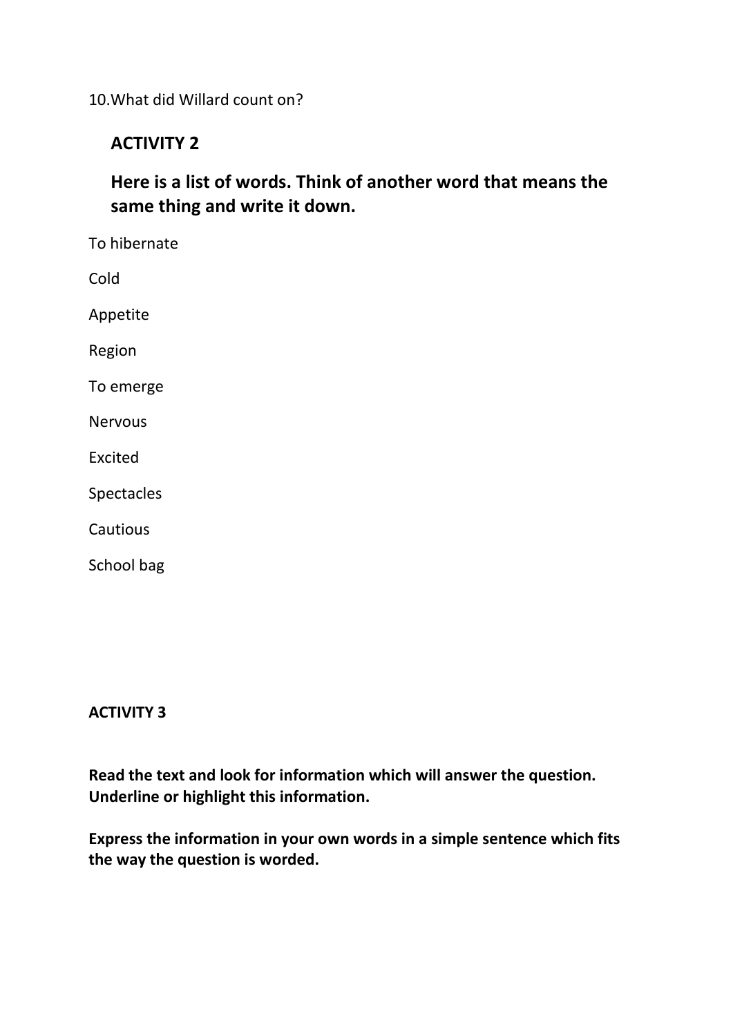10.What did Willard count on?

## ACTIVITY 2

## Here is a list of words. Think of another word that means the same thing and write it down.

To hibernate

Cold

Appetite

Region

To emerge

Nervous

Excited

Spectacles

Cautious

School bag

**ACTIVITY 3**

**Read the text and look for information which will answer the question. Underline or highlight this information.**

**Express the information in your own words in a simple sentence which fits the way the question is worded.**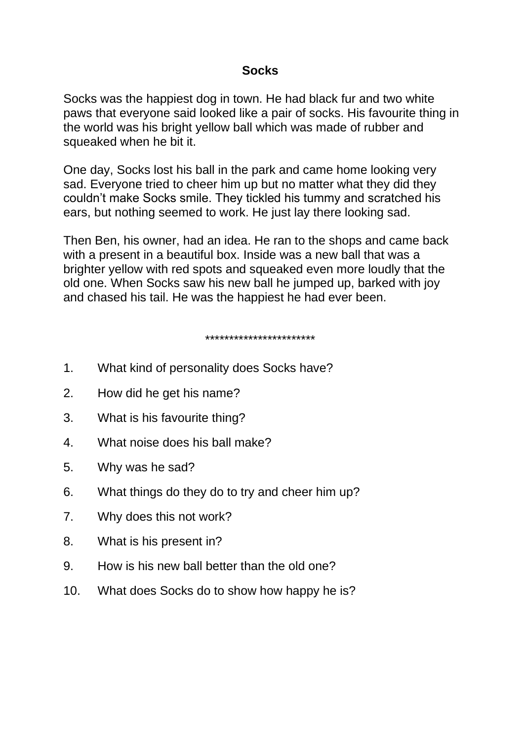**Socks**

Socks was the happiest dog in town. He had black fur and two white paws that everyone said looked like a pair of socks. His favourite thing in the world was his bright yellow ball which was made of rubber and squeaked when he bit it.

One day, Socks lost his ball in the park and came home looking very sad. Everyone tried to cheer him up but no matter what they did they couldn't make Socks smile. They tickled his tummy and scratched his ears, but nothing seemed to work. He just lay there looking sad.

Then Ben, his owner, had an idea. He ran to the shops and came back with a present in a beautiful box. Inside was a new ball that was a brighter yellow with red spots and squeaked even more loudly that the old one. When Socks saw his new ball he jumped up, barked with joy and chased his tail. He was the happiest he had ever been.

***********************

1. What kind of personality does Socks have?
2. How did he get his name?
3. What is his favourite thing?
4. What noise does his ball make?
5. Why was he sad?
6. What things do they do to try and cheer him up?
7. Why does this not work?
8. What is his present in?
9. How is his new ball better than the old one?
10. What does Socks do to show how happy he is?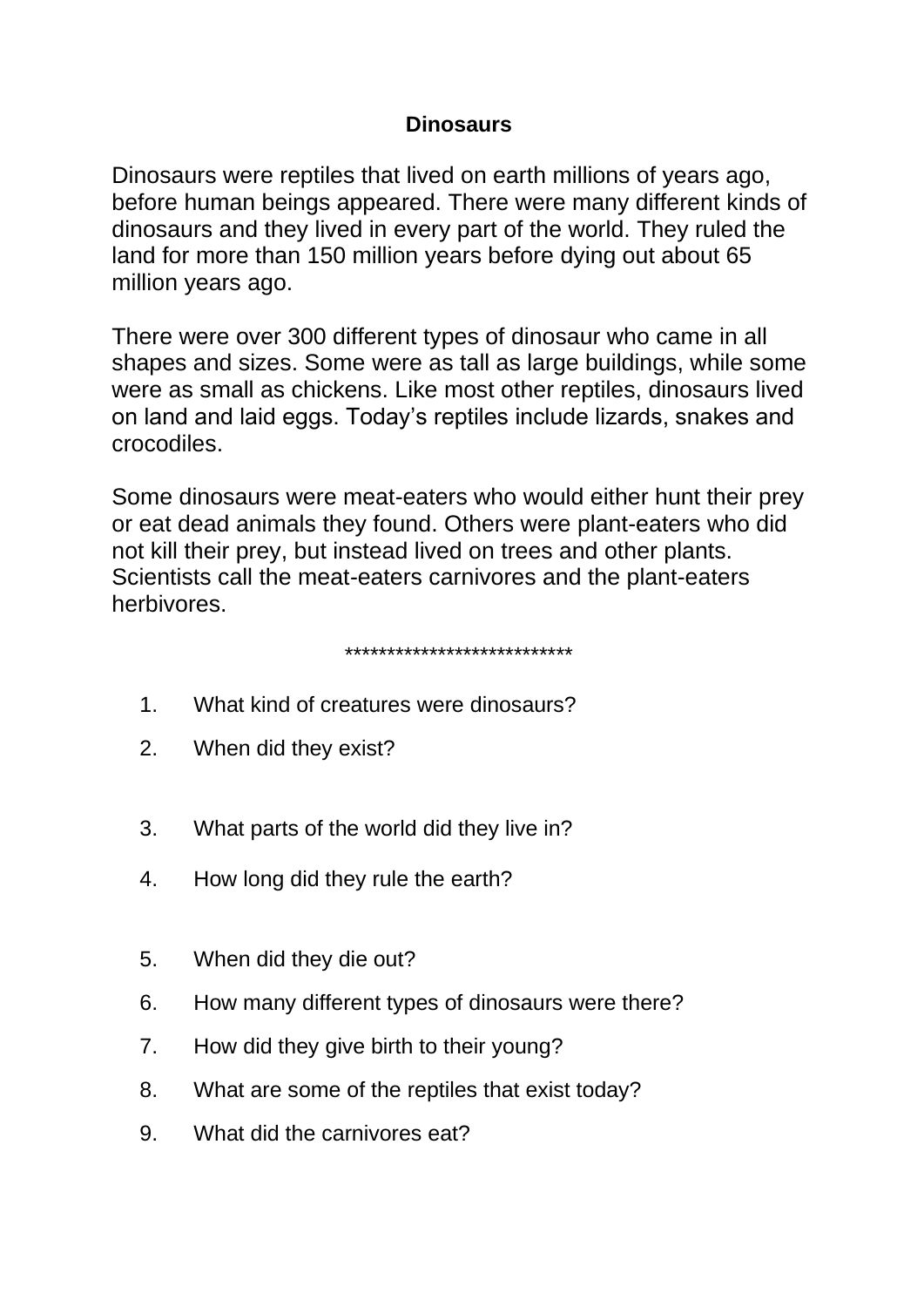# Dinosaurs

Dinosaurs were reptiles that lived on earth millions of years ago, before human beings appeared. There were many different kinds of dinosaurs and they lived in every part of the world. They ruled the land for more than 150 million years before dying out about 65 million years ago.

There were over 300 different types of dinosaur who came in all shapes and sizes. Some were as tall as large buildings, while some were as small as chickens. Like most other reptiles, dinosaurs lived on land and laid eggs. Today's reptiles include lizards, snakes and crocodiles.

Some dinosaurs were meat-eaters who would either hunt their prey or eat dead animals they found. Others were plant-eaters who did not kill their prey, but instead lived on trees and other plants. Scientists call the meat-eaters carnivores and the plant-eaters herbivores.

***************************

1. What kind of creatures were dinosaurs?
2. When did they exist?
3. What parts of the world did they live in?
4. How long did they rule the earth?
5. When did they die out?
6. How many different types of dinosaurs were there?
7. How did they give birth to their young?
8. What are some of the reptiles that exist today?
9. What did the carnivores eat?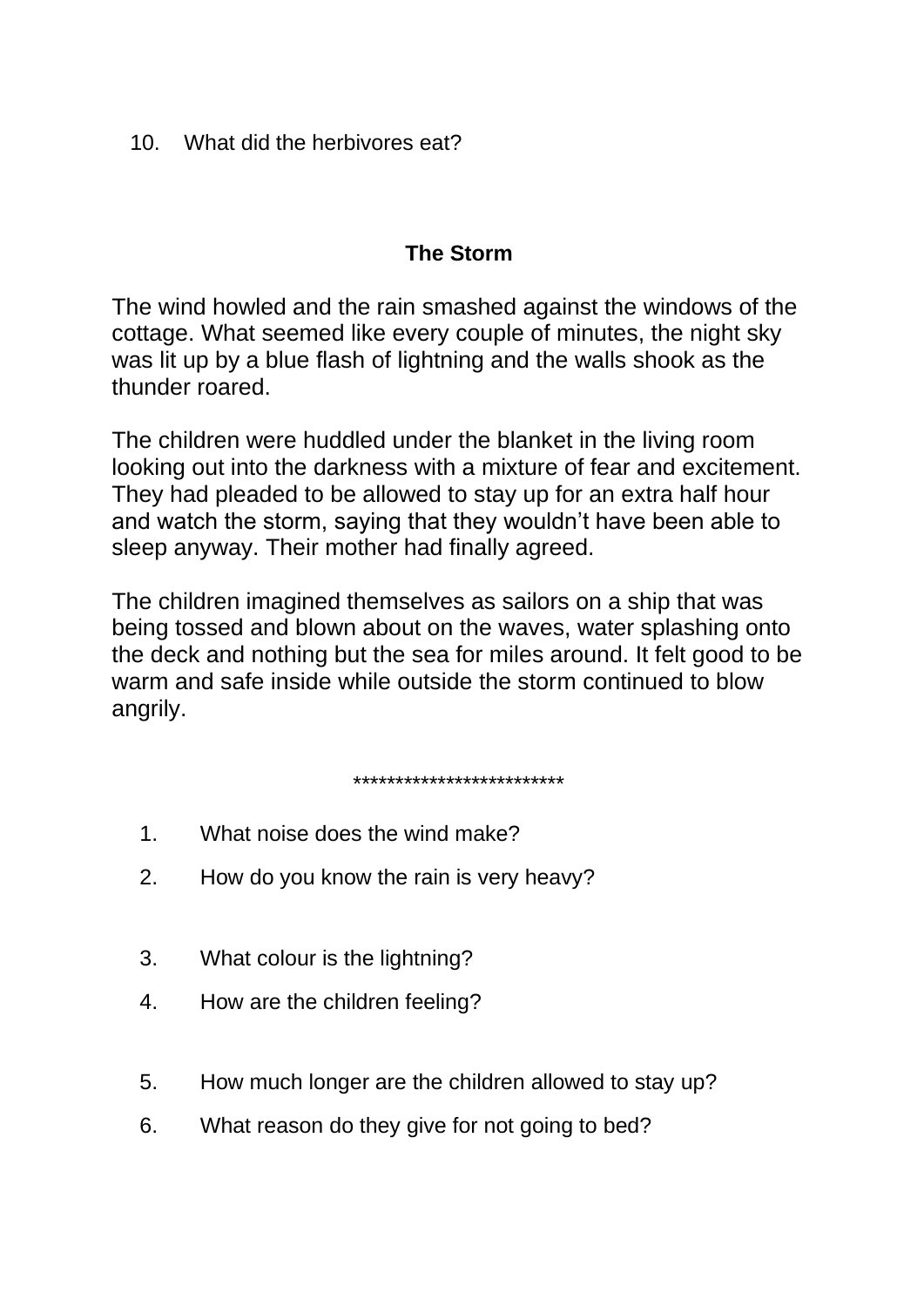10. What did the herbivores eat?

**The Storm**

The wind howled and the rain smashed against the windows of the cottage. What seemed like every couple of minutes, the night sky was lit up by a blue flash of lightning and the walls shook as the thunder roared.

The children were huddled under the blanket in the living room looking out into the darkness with a mixture of fear and excitement. They had pleaded to be allowed to stay up for an extra half hour and watch the storm, saying that they wouldn't have been able to sleep anyway. Their mother had finally agreed.

The children imagined themselves as sailors on a ship that was being tossed and blown about on the waves, water splashing onto the deck and nothing but the sea for miles around. It felt good to be warm and safe inside while outside the storm continued to blow angrily.

*************************

1. What noise does the wind make?
2. How do you know the rain is very heavy?
3. What colour is the lightning?
4. How are the children feeling?
5. How much longer are the children allowed to stay up?
6. What reason do they give for not going to bed?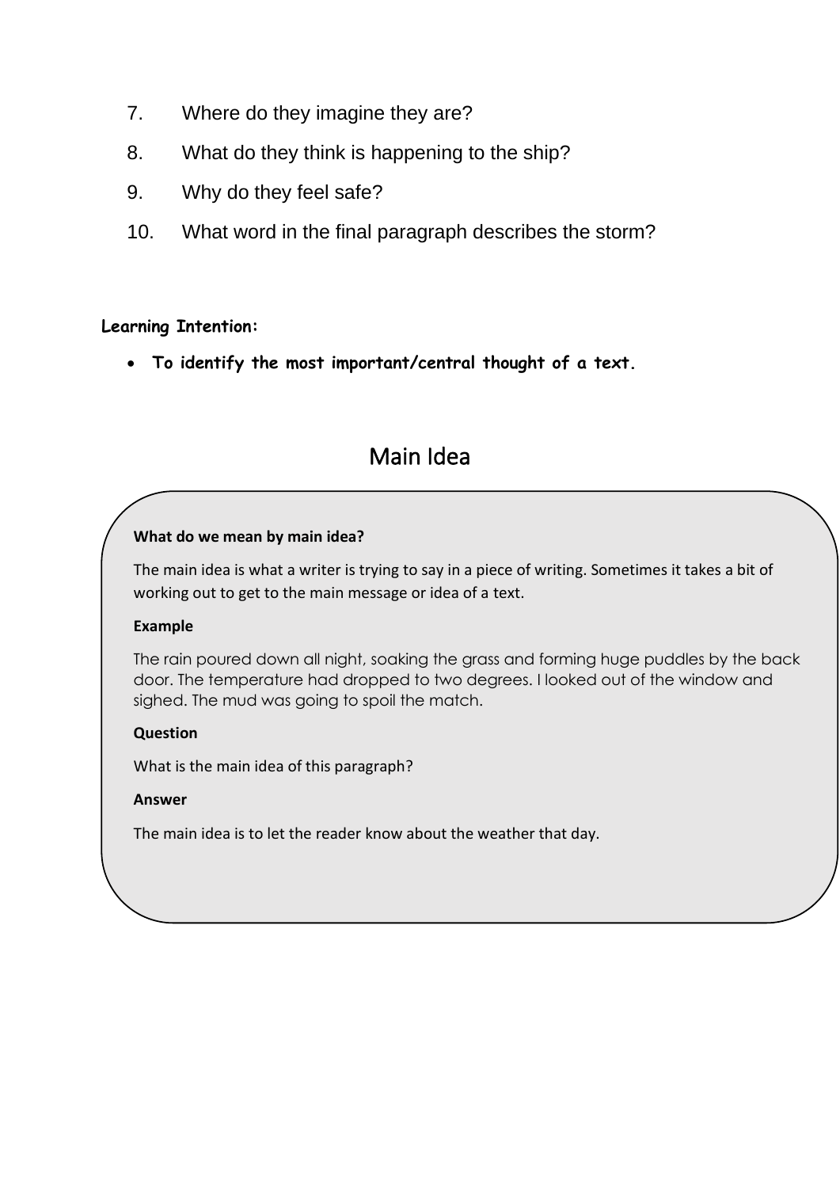7. Where do they imagine they are?
8. What do they think is happening to the ship?
9. Why do they feel safe?
10. What word in the final paragraph describes the storm?

**Learning Intention:**

- **To identify the most important/central thought of a text.**

## Main Idea

**What do we mean by main idea?**

The main idea is what a writer is trying to say in a piece of writing. Sometimes it takes a bit of working out to get to the main message or idea of a text.

**Example**

The rain poured down all night, soaking the grass and forming huge puddles by the back door. The temperature had dropped to two degrees. I looked out of the window and sighed. The mud was going to spoil the match.

**Question**

What is the main idea of this paragraph?

**Answer**

The main idea is to let the reader know about the weather that day.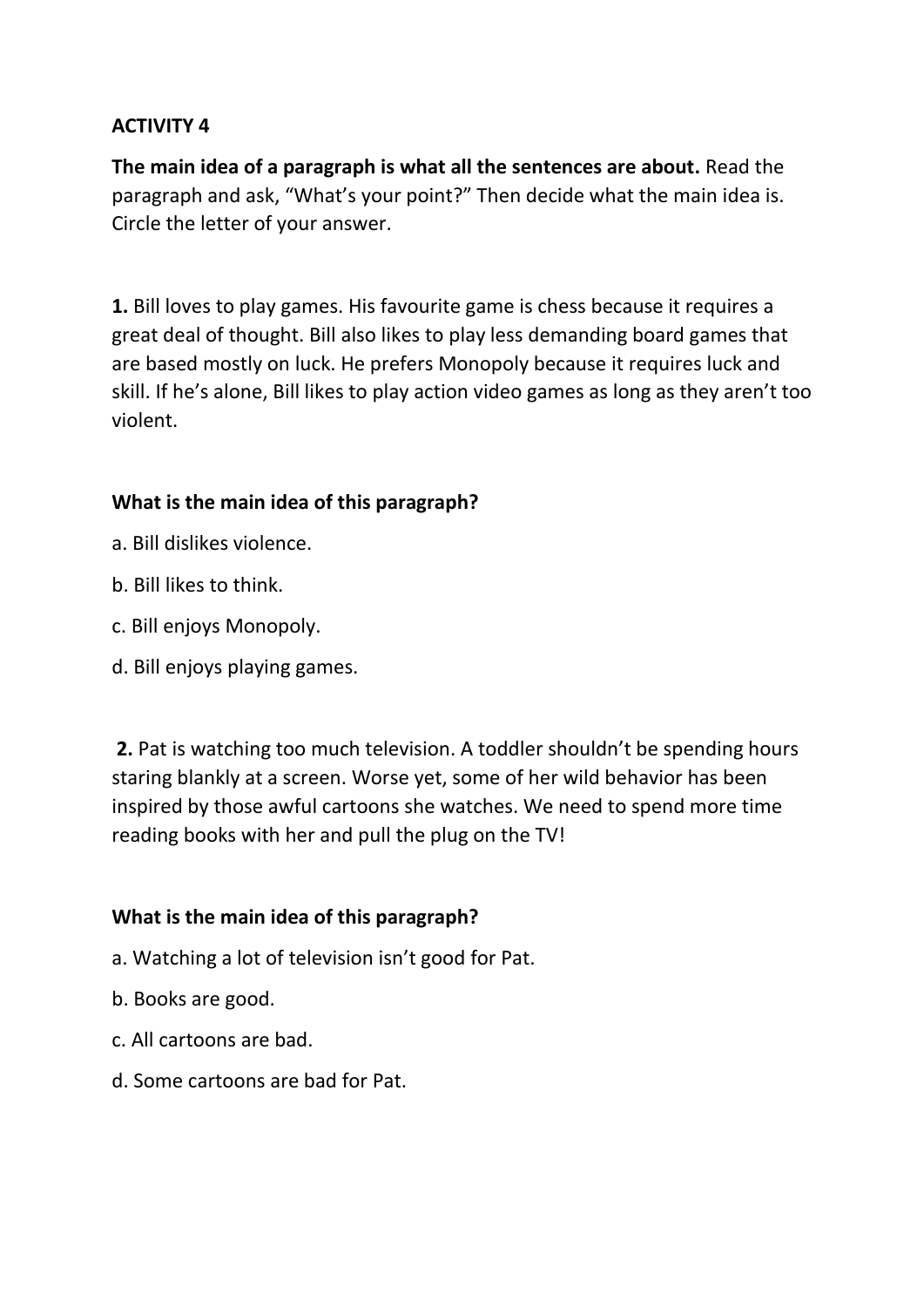**ACTIVITY 4**

**The main idea of a paragraph is what all the sentences are about.** Read the paragraph and ask, "What's your point?" Then decide what the main idea is. Circle the letter of your answer.

**1.** Bill loves to play games. His favourite game is chess because it requires a great deal of thought. Bill also likes to play less demanding board games that are based mostly on luck. He prefers Monopoly because it requires luck and skill. If he's alone, Bill likes to play action video games as long as they aren't too violent.

**What is the main idea of this paragraph?**

a. Bill dislikes violence.

b. Bill likes to think.

c. Bill enjoys Monopoly.

d. Bill enjoys playing games.

**2.** Pat is watching too much television. A toddler shouldn't be spending hours staring blankly at a screen. Worse yet, some of her wild behavior has been inspired by those awful cartoons she watches. We need to spend more time reading books with her and pull the plug on the TV!

**What is the main idea of this paragraph?**

a. Watching a lot of television isn't good for Pat.

b. Books are good.

c. All cartoons are bad.

d. Some cartoons are bad for Pat.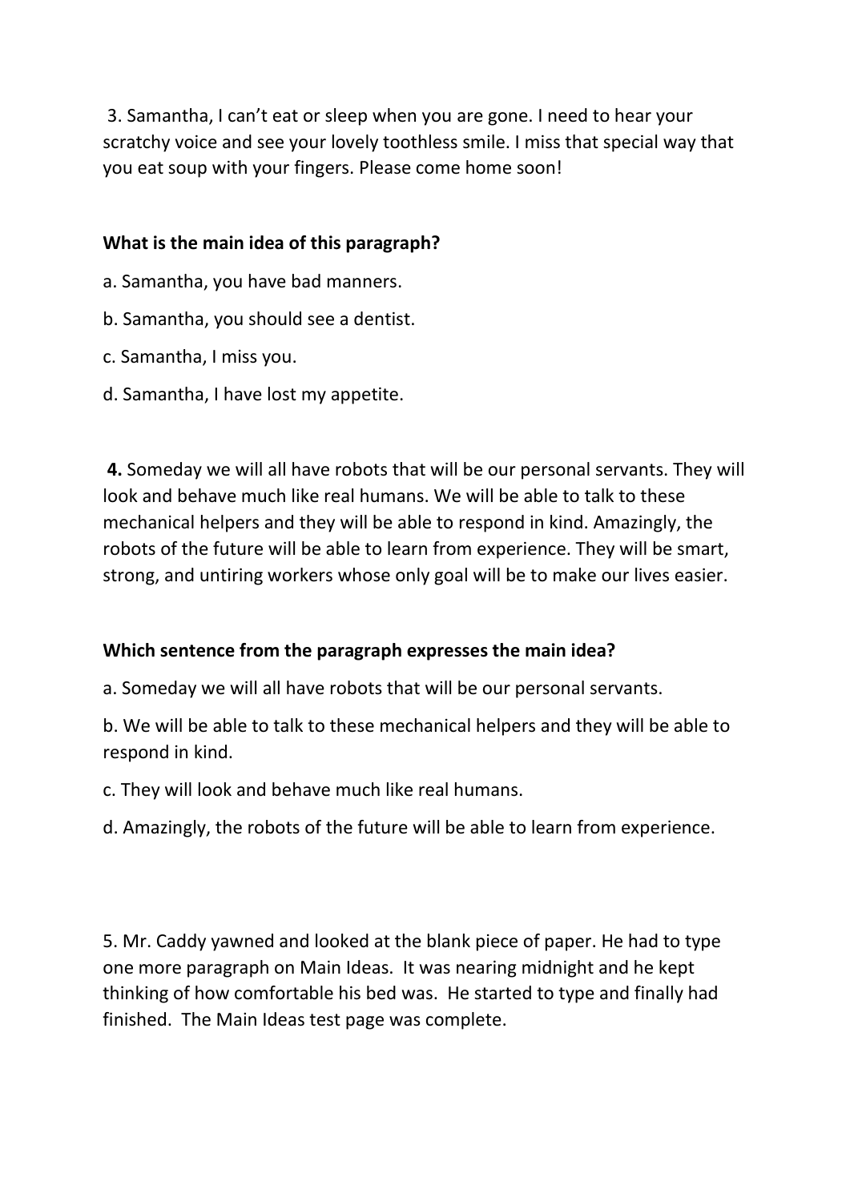3. Samantha, I can't eat or sleep when you are gone. I need to hear your scratchy voice and see your lovely toothless smile. I miss that special way that you eat soup with your fingers. Please come home soon!

**What is the main idea of this paragraph?**

a. Samantha, you have bad manners.

b. Samantha, you should see a dentist.

c. Samantha, I miss you.

d. Samantha, I have lost my appetite.

**4.** Someday we will all have robots that will be our personal servants. They will look and behave much like real humans. We will be able to talk to these mechanical helpers and they will be able to respond in kind. Amazingly, the robots of the future will be able to learn from experience. They will be smart, strong, and untiring workers whose only goal will be to make our lives easier.

**Which sentence from the paragraph expresses the main idea?**

a. Someday we will all have robots that will be our personal servants.

b. We will be able to talk to these mechanical helpers and they will be able to respond in kind.

c. They will look and behave much like real humans.

d. Amazingly, the robots of the future will be able to learn from experience.

5. Mr. Caddy yawned and looked at the blank piece of paper. He had to type one more paragraph on Main Ideas. It was nearing midnight and he kept thinking of how comfortable his bed was. He started to type and finally had finished. The Main Ideas test page was complete.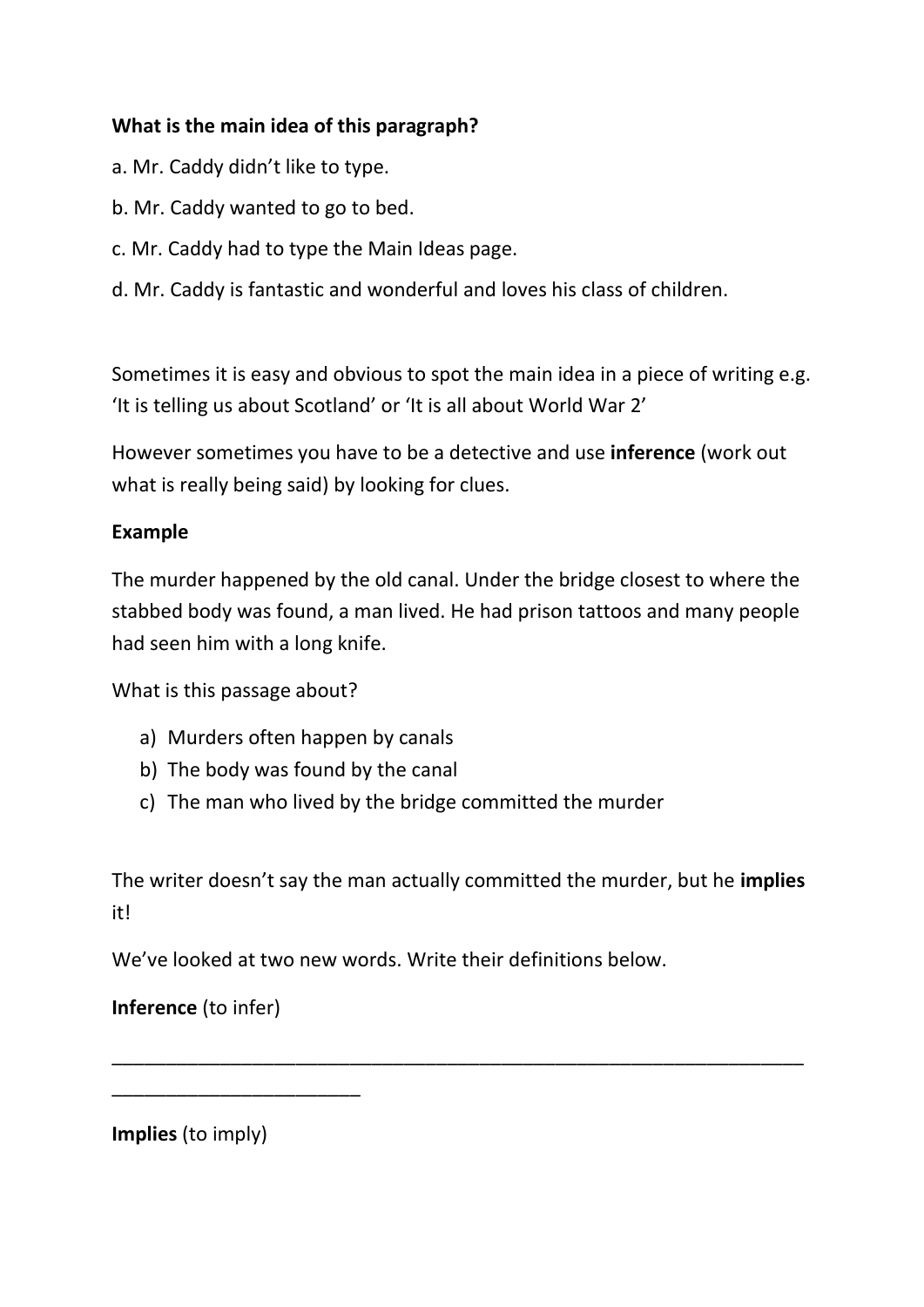**What is the main idea of this paragraph?**

a. Mr. Caddy didn't like to type.

b. Mr. Caddy wanted to go to bed.

c. Mr. Caddy had to type the Main Ideas page.

d. Mr. Caddy is fantastic and wonderful and loves his class of children.

Sometimes it is easy and obvious to spot the main idea in a piece of writing e.g. 'It is telling us about Scotland' or 'It is all about World War 2'

However sometimes you have to be a detective and use **inference** (work out what is really being said) by looking for clues.

**Example**

The murder happened by the old canal. Under the bridge closest to where the stabbed body was found, a man lived. He had prison tattoos and many people had seen him with a long knife.

What is this passage about?

a) Murders often happen by canals
b) The body was found by the canal
c) The man who lived by the bridge committed the murder

The writer doesn't say the man actually committed the murder, but he **implies** it!

We've looked at two new words. Write their definitions below.

**Inference** (to infer)

_________________________________________________________________
________________________

**Implies** (to imply)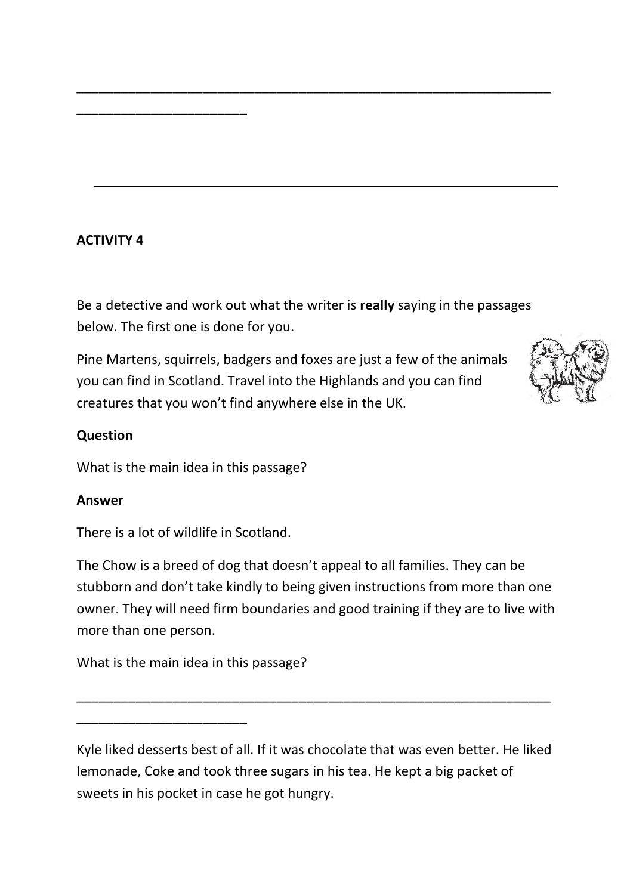________________________________________________________________
_______________________

---

**ACTIVITY 4**

Be a detective and work out what the writer is **really** saying in the passages below. The first one is done for you.

Pine Martens, squirrels, badgers and foxes are just a few of the animals you can find in Scotland. Travel into the Highlands and you can find creatures that you won't find anywhere else in the UK.

**Question**

What is the main idea in this passage?

**Answer**

There is a lot of wildlife in Scotland.

The Chow is a breed of dog that doesn't appeal to all families. They can be stubborn and don't take kindly to being given instructions from more than one owner. They will need firm boundaries and good training if they are to live with more than one person.

What is the main idea in this passage?

________________________________________________________________
_______________________

Kyle liked desserts best of all. If it was chocolate that was even better. He liked lemonade, Coke and took three sugars in his tea. He kept a big packet of sweets in his pocket in case he got hungry.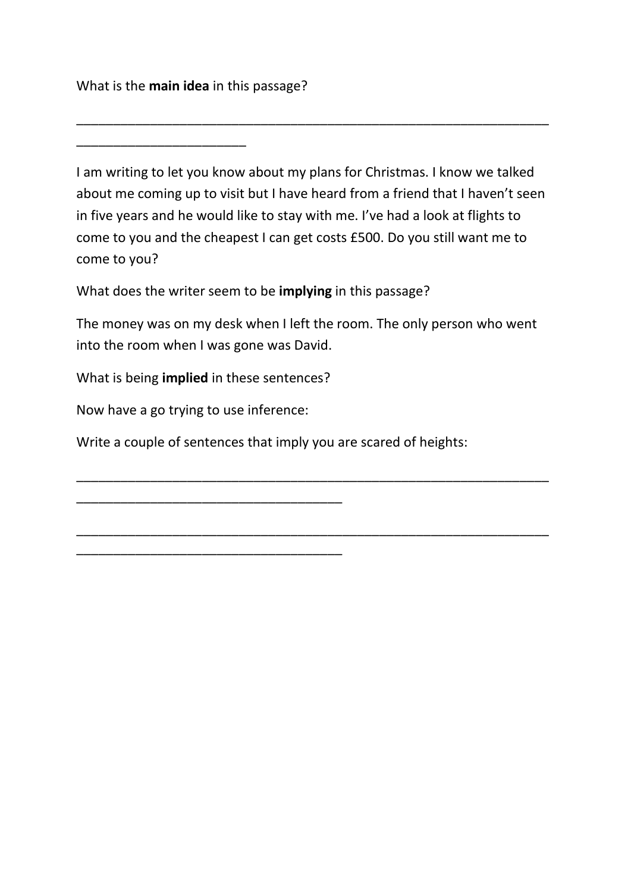What is the **main idea** in this passage?

_______________________________________________________________
______________________

I am writing to let you know about my plans for Christmas. I know we talked about me coming up to visit but I have heard from a friend that I haven't seen in five years and he would like to stay with me. I've had a look at flights to come to you and the cheapest I can get costs £500. Do you still want me to come to you?

What does the writer seem to be **implying** in this passage?

The money was on my desk when I left the room. The only person who went into the room when I was gone was David.

What is being **implied** in these sentences?

Now have a go trying to use inference:

Write a couple of sentences that imply you are scared of heights:

_______________________________________________________________
___________________________________

_______________________________________________________________
___________________________________